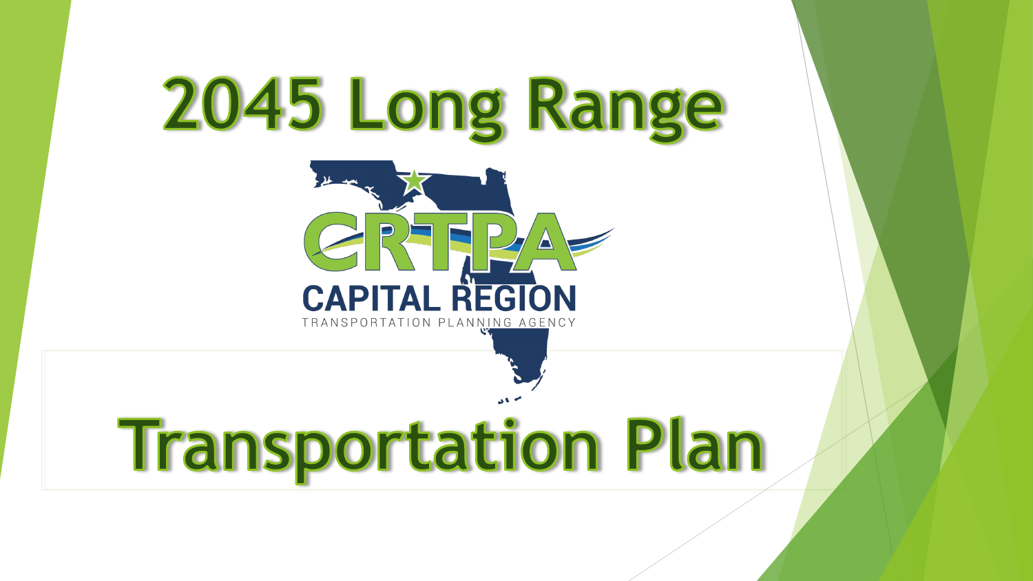# 2045 Long Range Transportation Plan

CRTPA

CAPITAL REGION

TRANSPORTATION PLANNING AGENCY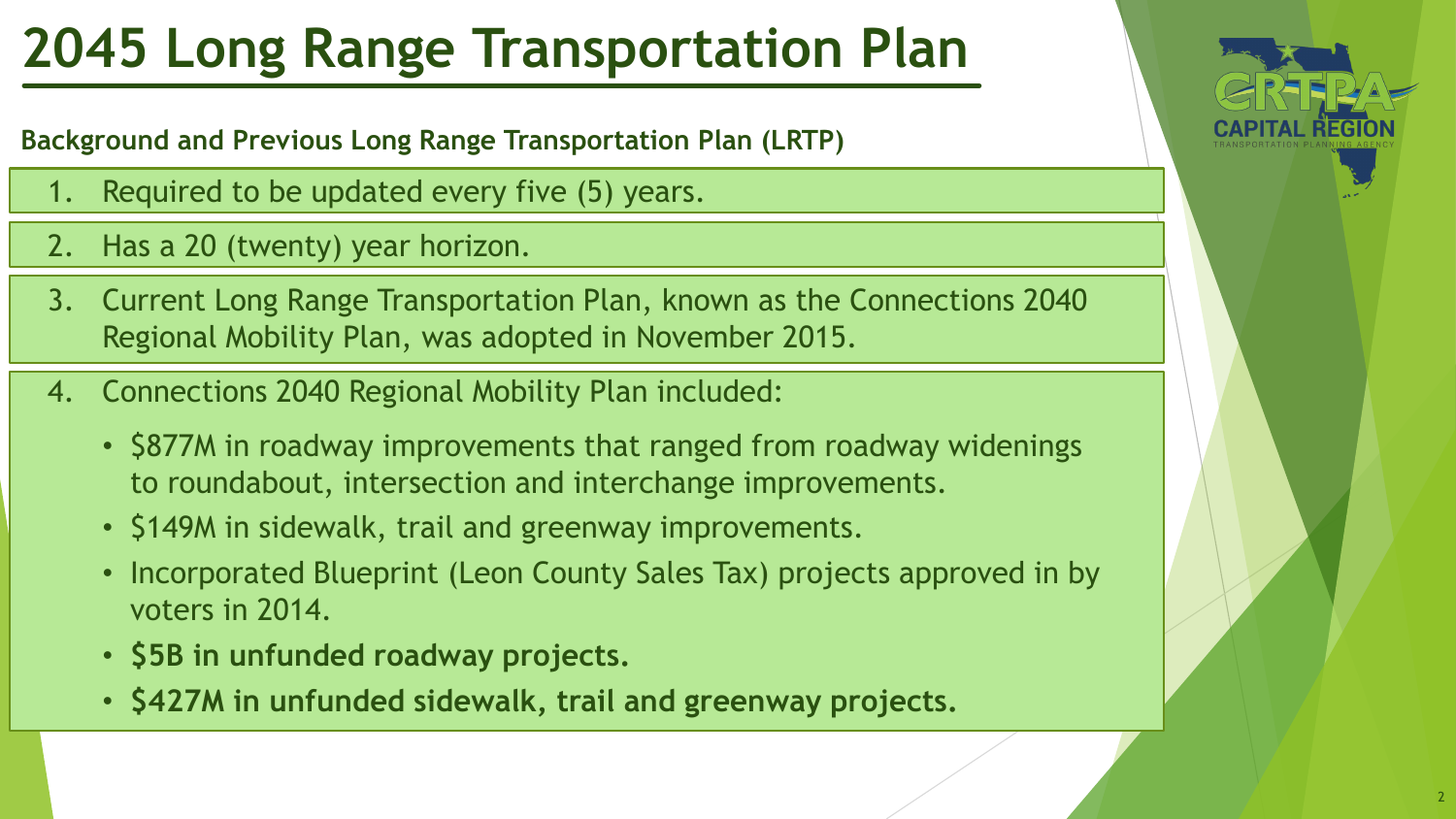# 2045 Long Range Transportation Plan

**Background and Previous Long Range Transportation Plan (LRTP)**

1. Required to be updated every five (5) years.
2. Has a 20 (twenty) year horizon.
3. Current Long Range Transportation Plan, known as the Connections 2040 Regional Mobility Plan, was adopted in November 2015.
4. Connections 2040 Regional Mobility Plan included:
   - $877M in roadway improvements that ranged from roadway widenings to roundabout, intersection and interchange improvements.
   - $149M in sidewalk, trail and greenway improvements.
   - Incorporated Blueprint (Leon County Sales Tax) projects approved in by voters in 2014.
   - **$5B in unfunded roadway projects.**
   - **$427M in unfunded sidewalk, trail and greenway projects.**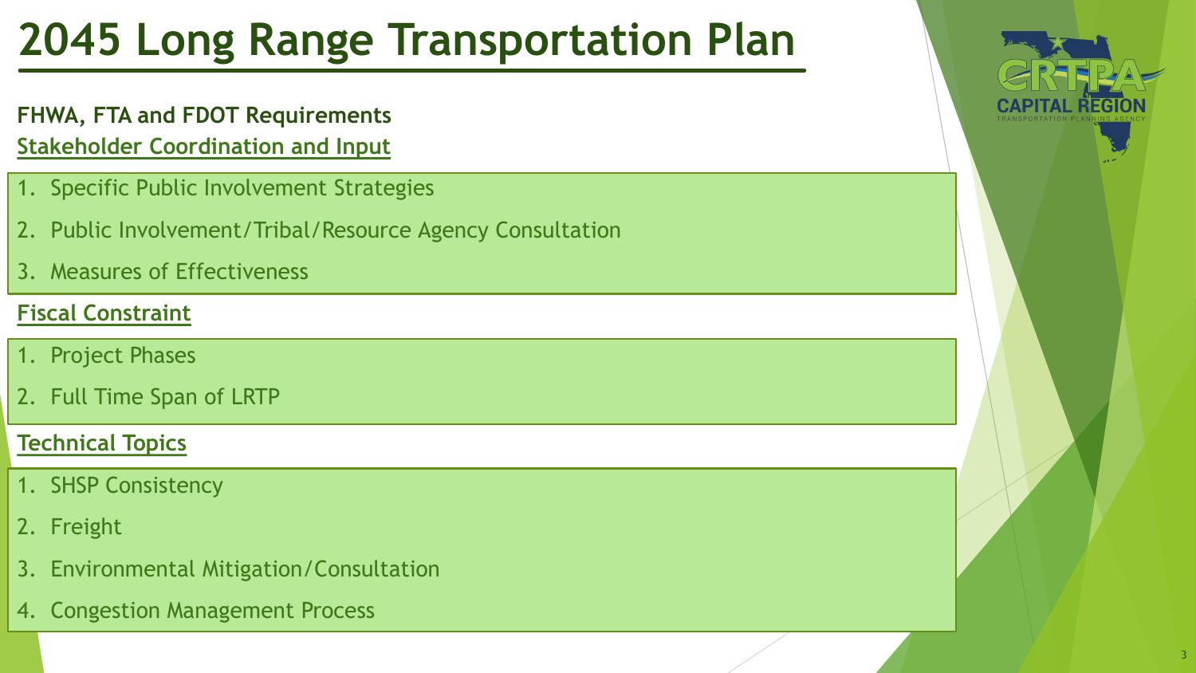# 2045 Long Range Transportation Plan

**FHWA, FTA and FDOT Requirements**

**Stakeholder Coordination and Input**

1. Specific Public Involvement Strategies
2. Public Involvement/Tribal/Resource Agency Consultation
3. Measures of Effectiveness

**Fiscal Constraint**

1. Project Phases
2. Full Time Span of LRTP

**Technical Topics**

1. SHSP Consistency
2. Freight
3. Environmental Mitigation/Consultation
4. Congestion Management Process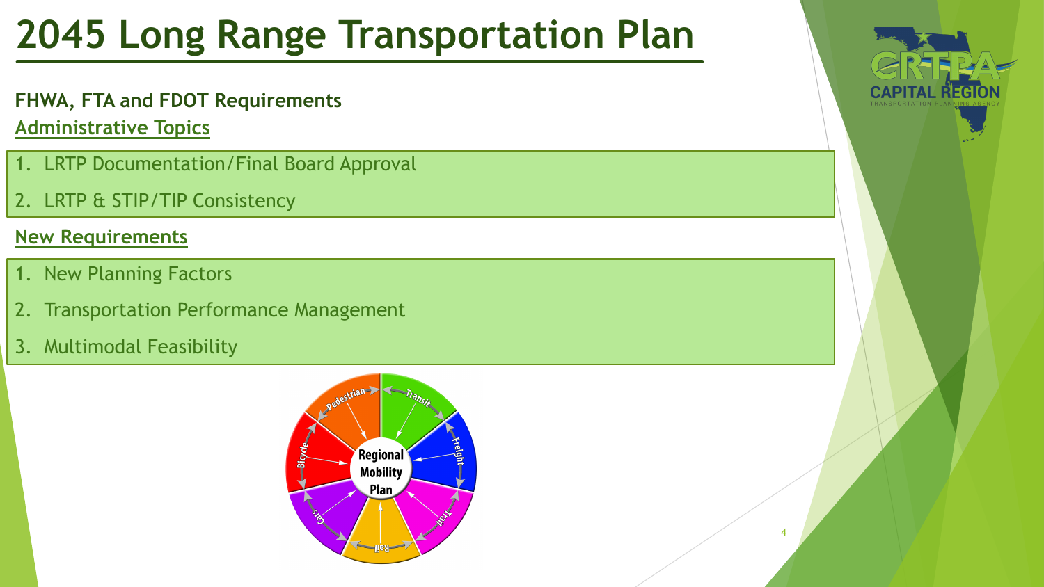# 2045 Long Range Transportation Plan

**FHWA, FTA and FDOT Requirements**

## Administrative Topics

1. LRTP Documentation/Final Board Approval
2. LRTP & STIP/TIP Consistency

## New Requirements

1. New Planning Factors
2. Transportation Performance Management
3. Multimodal Feasibility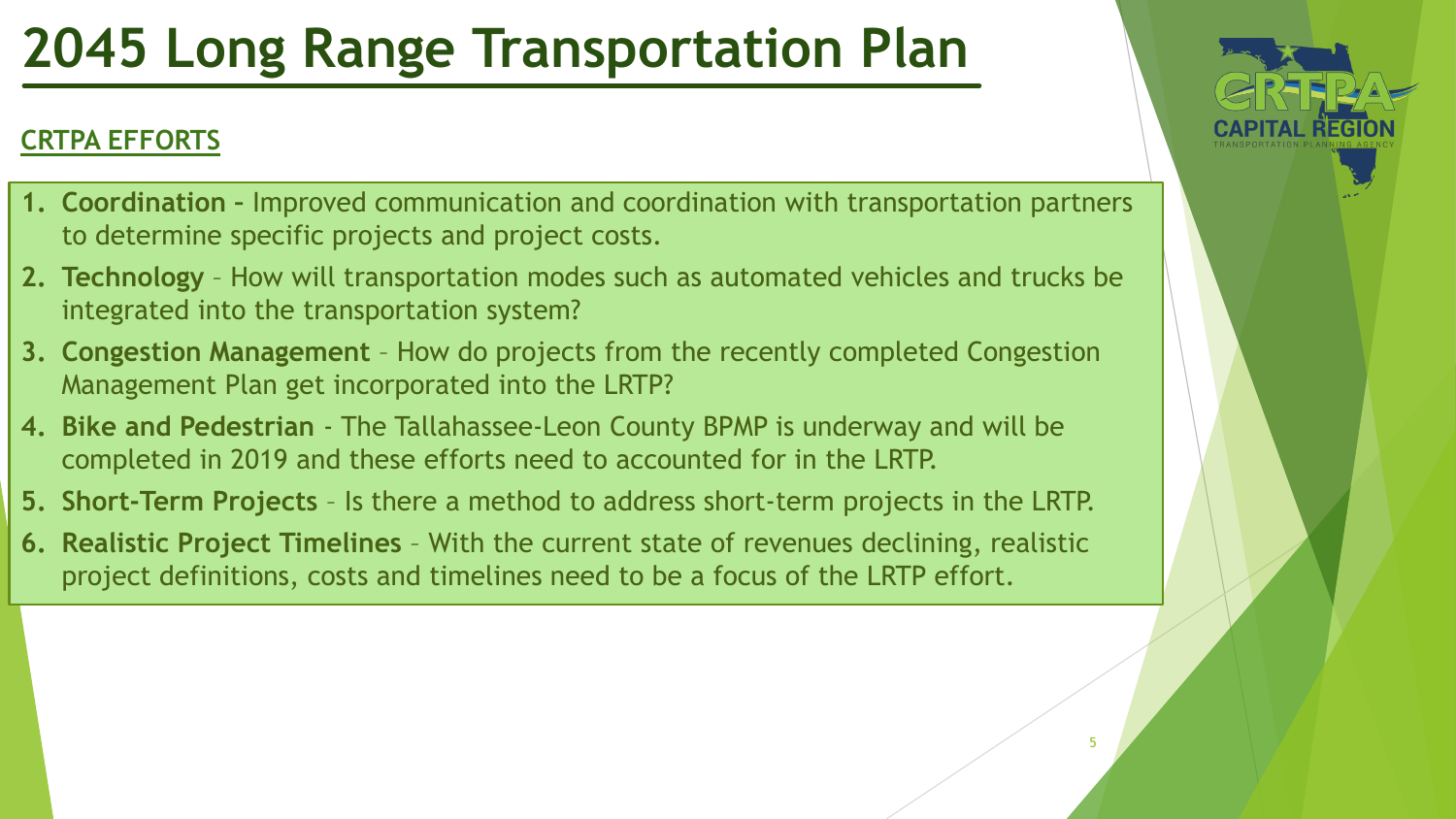# 2045 Long Range Transportation Plan

## CRTPA EFFORTS

1. **Coordination –** Improved communication and coordination with transportation partners to determine specific projects and project costs.
2. **Technology** – How will transportation modes such as automated vehicles and trucks be integrated into the transportation system?
3. **Congestion Management** – How do projects from the recently completed Congestion Management Plan get incorporated into the LRTP?
4. **Bike and Pedestrian** - The Tallahassee-Leon County BPMP is underway and will be completed in 2019 and these efforts need to accounted for in the LRTP.
5. **Short-Term Projects** – Is there a method to address short-term projects in the LRTP.
6. **Realistic Project Timelines** – With the current state of revenues declining, realistic project definitions, costs and timelines need to be a focus of the LRTP effort.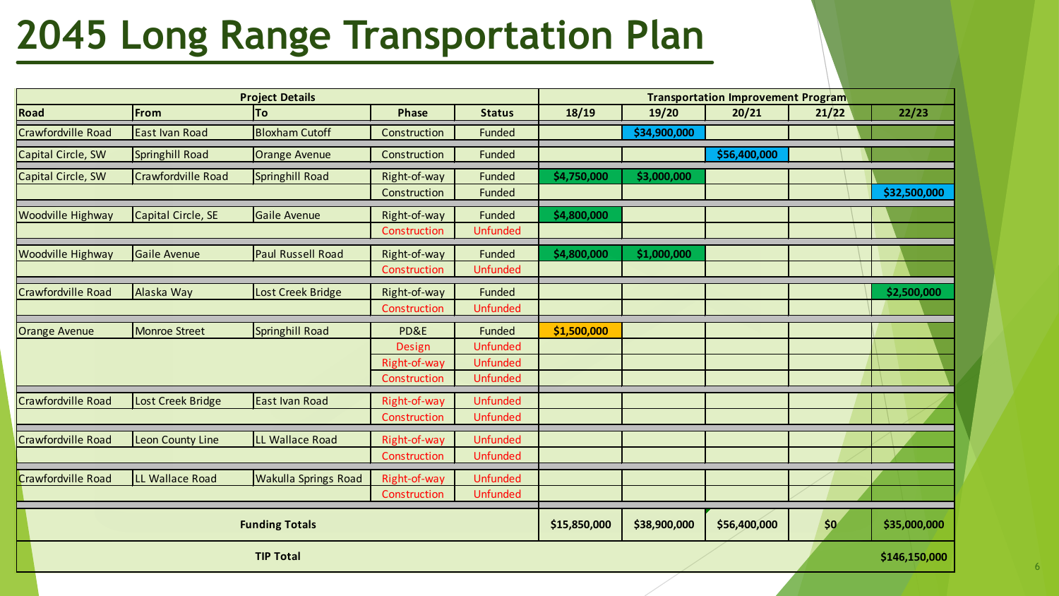# 2045 Long Range Transportation Plan

| Project Details | | | | | Transportation Improvement Program | | | | |
|---|---|---|---|---|---|---|---|---|---|
| Road | From | To | Phase | Status | 18/19 | 19/20 | 20/21 | 21/22 | 22/23 |
| Crawfordville Road | East Ivan Road | Bloxham Cutoff | Construction | Funded | | $34,900,000 | | | |
| Capital Circle, SW | Springhill Road | Orange Avenue | Construction | Funded | | | $56,400,000 | | |
| Capital Circle, SW | Crawfordville Road | Springhill Road | Right-of-way | Funded | $4,750,000 | $3,000,000 | | | |
| | | | Construction | Funded | | | | | $32,500,000 |
| Woodville Highway | Capital Circle, SE | Gaile Avenue | Right-of-way | Funded | $4,800,000 | | | | |
| | | | Construction | Unfunded | | | | | |
| Woodville Highway | Gaile Avenue | Paul Russell Road | Right-of-way | Funded | $4,800,000 | $1,000,000 | | | |
| | | | Construction | Unfunded | | | | | |
| Crawfordville Road | Alaska Way | Lost Creek Bridge | Right-of-way | Funded | | | | | $2,500,000 |
| | | | Construction | Unfunded | | | | | |
| Orange Avenue | Monroe Street | Springhill Road | PD&E | Funded | $1,500,000 | | | | |
| | | | Design | Unfunded | | | | | |
| | | | Right-of-way | Unfunded | | | | | |
| | | | Construction | Unfunded | | | | | |
| Crawfordville Road | Lost Creek Bridge | East Ivan Road | Right-of-way | Unfunded | | | | | |
| | | | Construction | Unfunded | | | | | |
| Crawfordville Road | Leon County Line | LL Wallace Road | Right-of-way | Unfunded | | | | | |
| | | | Construction | Unfunded | | | | | |
| Crawfordville Road | LL Wallace Road | Wakulla Springs Road | Right-of-way | Unfunded | | | | | |
| | | | Construction | Unfunded | | | | | |
| **Funding Totals** | | | | | $15,850,000 | $38,900,000 | $56,400,000 | $0 | $35,000,000 |
| **TIP Total** | | | | | | | | | $146,150,000 |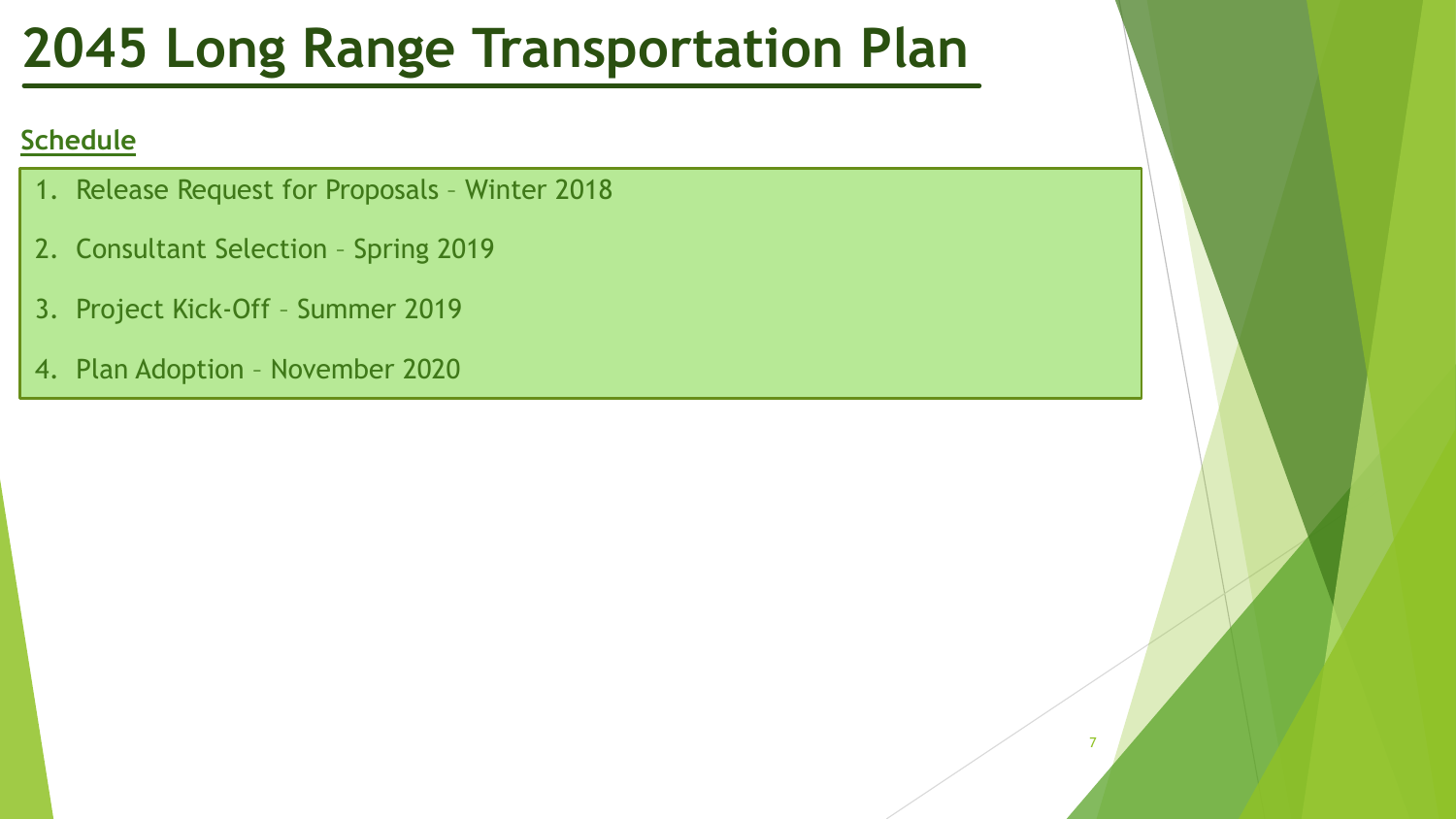# 2045 Long Range Transportation Plan

## Schedule

1. Release Request for Proposals – Winter 2018
2. Consultant Selection – Spring 2019
3. Project Kick-Off – Summer 2019
4. Plan Adoption – November 2020